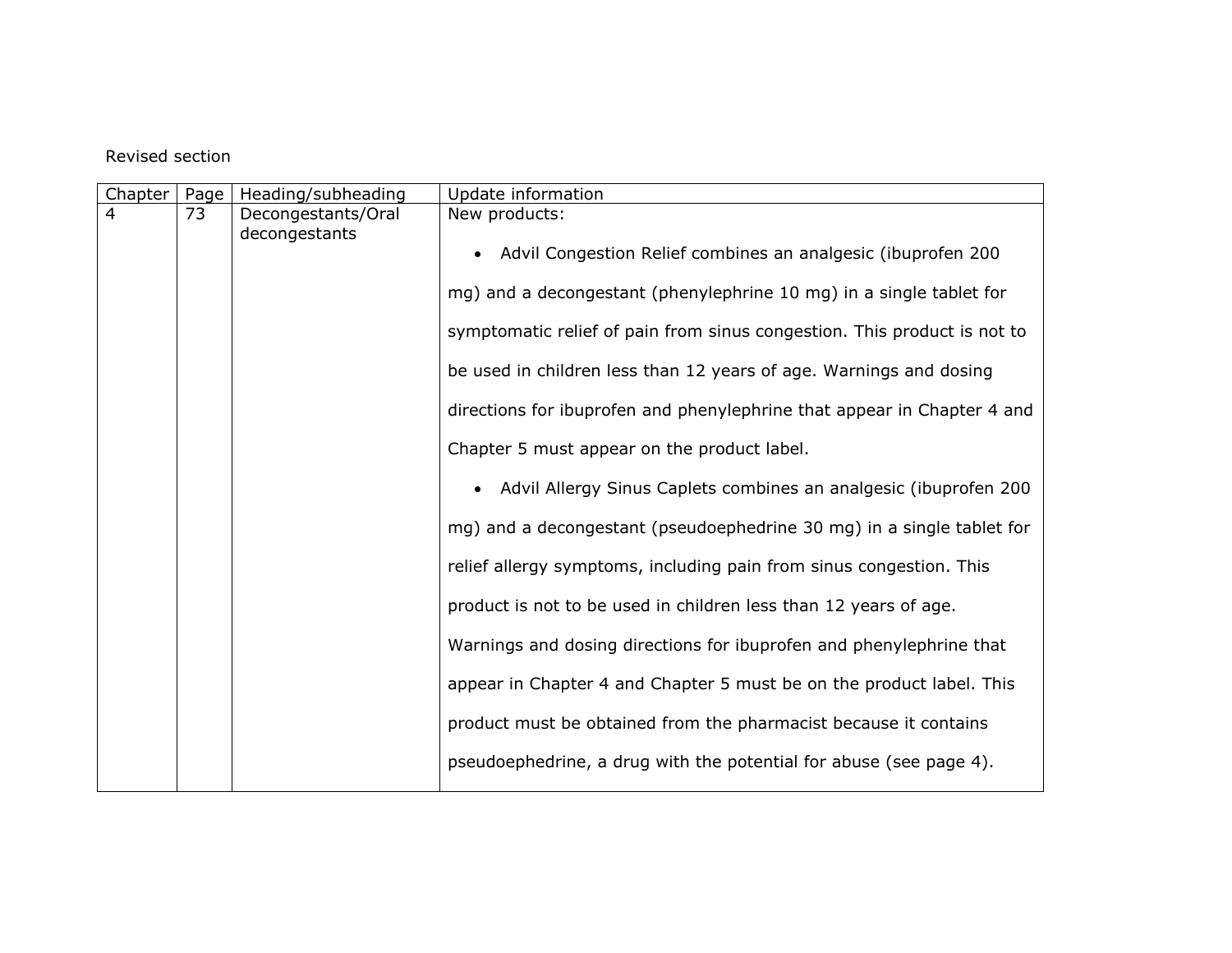Revised section

| Chapter | Page | Heading/subheading | Update information |
| --- | --- | --- | --- |
| 4 | 73 | Decongestants/Oral decongestants | New products: <br>• Advil Congestion Relief combines an analgesic (ibuprofen 200 mg) and a decongestant (phenylephrine 10 mg) in a single tablet for symptomatic relief of pain from sinus congestion. This product is not to be used in children less than 12 years of age. Warnings and dosing directions for ibuprofen and phenylephrine that appear in Chapter 4 and Chapter 5 must appear on the product label. <br>• Advil Allergy Sinus Caplets combines an analgesic (ibuprofen 200 mg) and a decongestant (pseudoephedrine 30 mg) in a single tablet for relief allergy symptoms, including pain from sinus congestion. This product is not to be used in children less than 12 years of age. Warnings and dosing directions for ibuprofen and phenylephrine that appear in Chapter 4 and Chapter 5 must be on the product label. This product must be obtained from the pharmacist because it contains pseudoephedrine, a drug with the potential for abuse (see page 4). |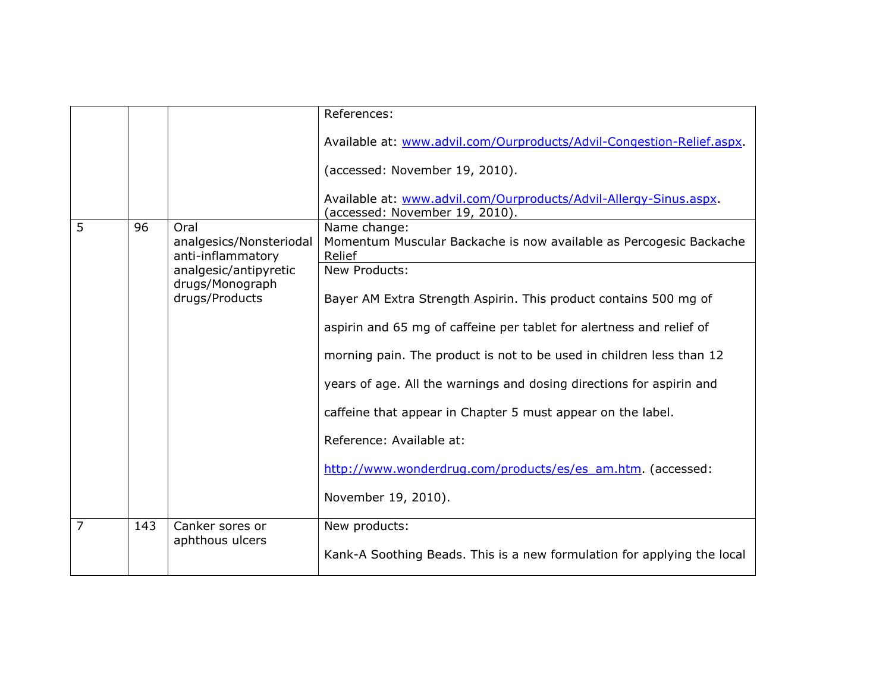| | | | |
|---|---|---|---|
| | | | References:<br><br>Available at: www.advil.com/Ourproducts/Advil-Congestion-Relief.aspx.<br><br>(accessed: November 19, 2010).<br><br>Available at: www.advil.com/Ourproducts/Advil-Allergy-Sinus.aspx. (accessed: November 19, 2010). |
| 5 | 96 | Oral analgesics/Nonsteriodal anti-inflammatory analgesic/antipyretic drugs/Monograph drugs/Products | Name change:<br>Momentum Muscular Backache is now available as Percogesic Backache Relief |
| | | | New Products:<br><br>Bayer AM Extra Strength Aspirin. This product contains 500 mg of aspirin and 65 mg of caffeine per tablet for alertness and relief of morning pain. The product is not to be used in children less than 12 years of age. All the warnings and dosing directions for aspirin and caffeine that appear in Chapter 5 must appear on the label.<br><br>Reference: Available at:<br><br>http://www.wonderdrug.com/products/es/es_am.htm. (accessed: November 19, 2010). |
| 7 | 143 | Canker sores or aphthous ulcers | New products:<br><br>Kank-A Soothing Beads. This is a new formulation for applying the local |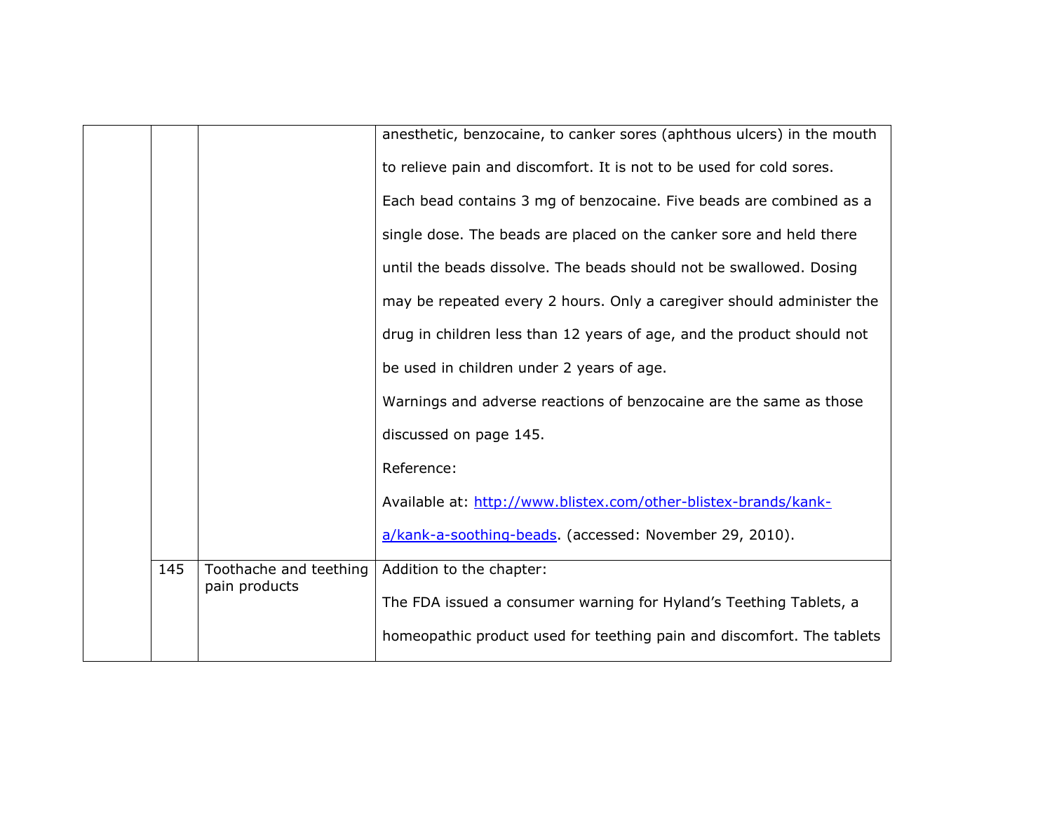| | | | |
|---|---|---|---|
| | | | anesthetic, benzocaine, to canker sores (aphthous ulcers) in the mouth to relieve pain and discomfort. It is not to be used for cold sores.<br>Each bead contains 3 mg of benzocaine. Five beads are combined as a single dose. The beads are placed on the canker sore and held there until the beads dissolve. The beads should not be swallowed. Dosing may be repeated every 2 hours. Only a caregiver should administer the drug in children less than 12 years of age, and the product should not be used in children under 2 years of age.<br>Warnings and adverse reactions of benzocaine are the same as those discussed on page 145.<br>Reference:<br>Available at: [http://www.blistex.com/other-blistex-brands/kank-a/kank-a-soothing-beads](http://www.blistex.com/other-blistex-brands/kank-a/kank-a-soothing-beads). (accessed: November 29, 2010). |
| | 145 | Toothache and teething pain products | Addition to the chapter:<br>The FDA issued a consumer warning for Hyland's Teething Tablets, a homeopathic product used for teething pain and discomfort. The tablets |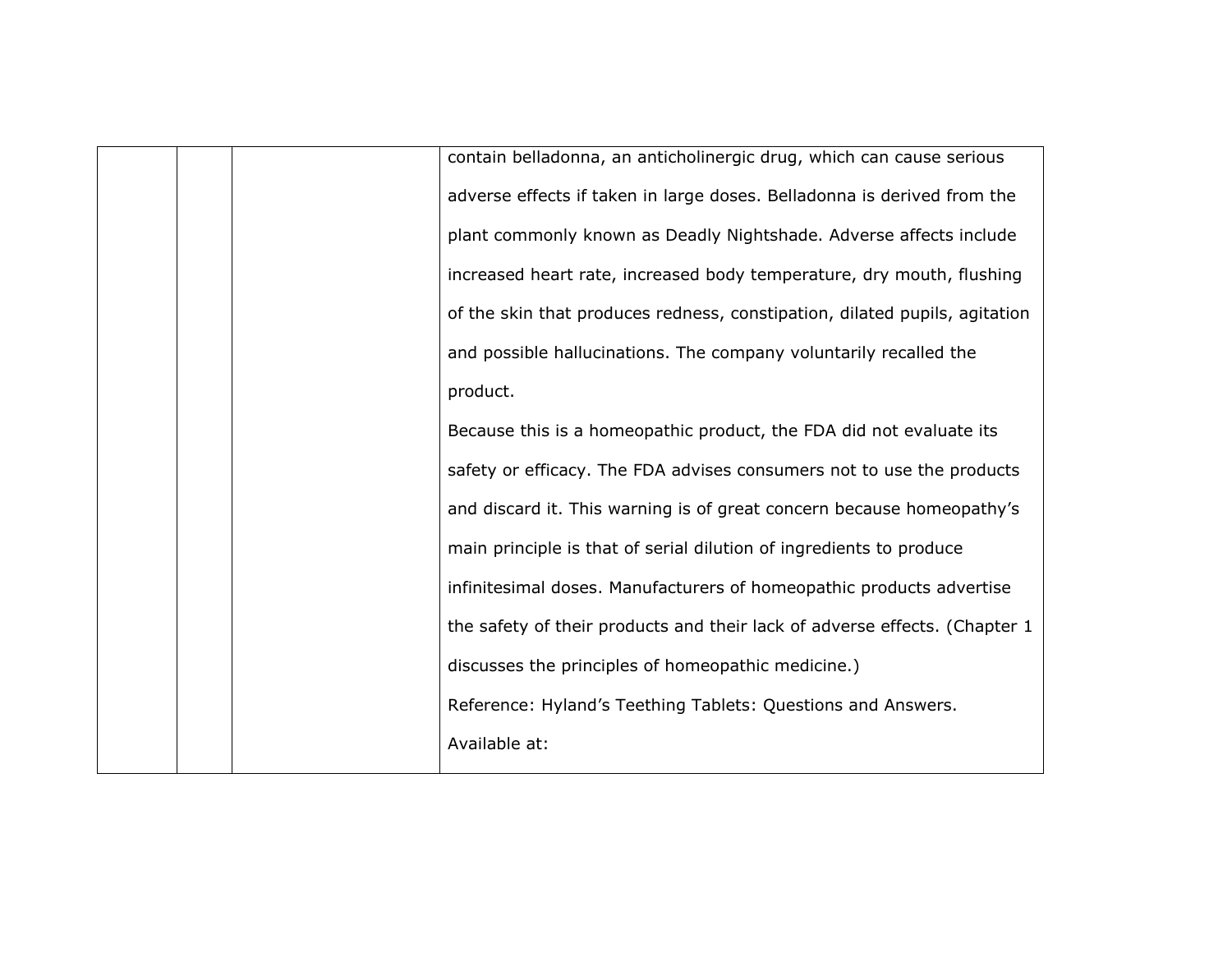|  |  |  | contain belladonna, an anticholinergic drug, which can cause serious adverse effects if taken in large doses. Belladonna is derived from the plant commonly known as Deadly Nightshade. Adverse affects include increased heart rate, increased body temperature, dry mouth, flushing of the skin that produces redness, constipation, dilated pupils, agitation and possible hallucinations. The company voluntarily recalled the product.<br>Because this is a homeopathic product, the FDA did not evaluate its safety or efficacy. The FDA advises consumers not to use the products and discard it. This warning is of great concern because homeopathy's main principle is that of serial dilution of ingredients to produce infinitesimal doses. Manufacturers of homeopathic products advertise the safety of their products and their lack of adverse effects. (Chapter 1 discusses the principles of homeopathic medicine.)<br>Reference: Hyland's Teething Tablets: Questions and Answers.<br>Available at: |
| --- | --- | --- | --- |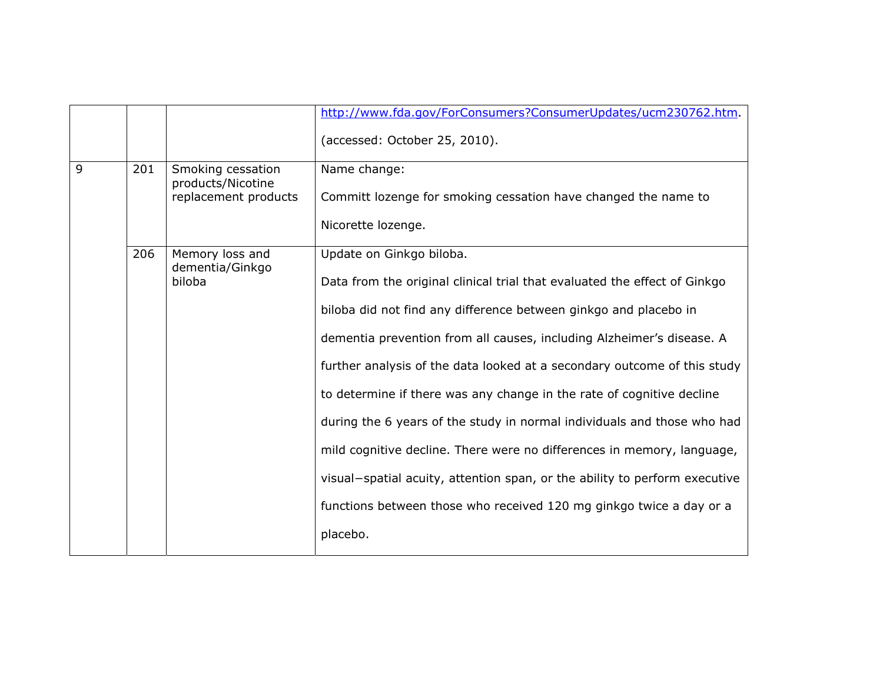| | | | |
|---|---|---|---|
| | | | http://www.fda.gov/ForConsumers?ConsumerUpdates/ucm230762.htm. (accessed: October 25, 2010). |
| 9 | 201 | Smoking cessation products/Nicotine replacement products | Name change: Committ lozenge for smoking cessation have changed the name to Nicorette lozenge. |
| | 206 | Memory loss and dementia/Ginkgo biloba | Update on Ginkgo biloba. Data from the original clinical trial that evaluated the effect of Ginkgo biloba did not find any difference between ginkgo and placebo in dementia prevention from all causes, including Alzheimer's disease. A further analysis of the data looked at a secondary outcome of this study to determine if there was any change in the rate of cognitive decline during the 6 years of the study in normal individuals and those who had mild cognitive decline. There were no differences in memory, language, visual−spatial acuity, attention span, or the ability to perform executive functions between those who received 120 mg ginkgo twice a day or a placebo. |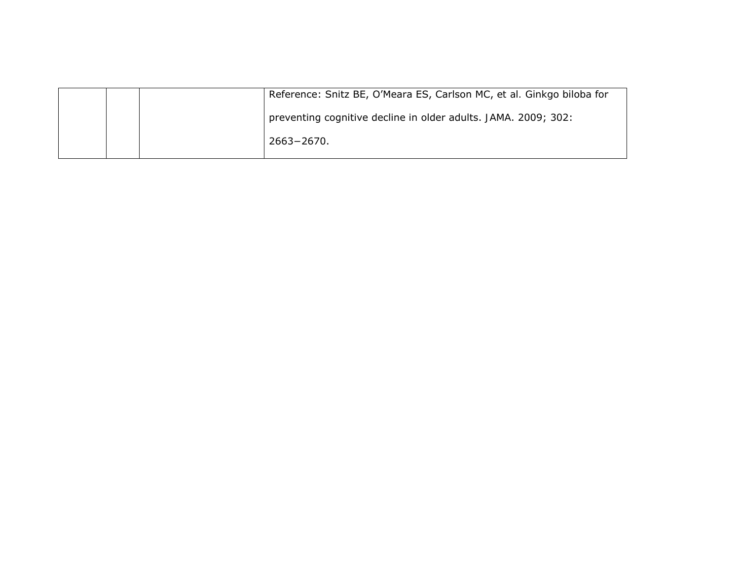| | | | |
|---|---|---|---|
| | | | Reference: Snitz BE, O'Meara ES, Carlson MC, et al. Ginkgo biloba for preventing cognitive decline in older adults. JAMA. 2009; 302: 2663−2670. |